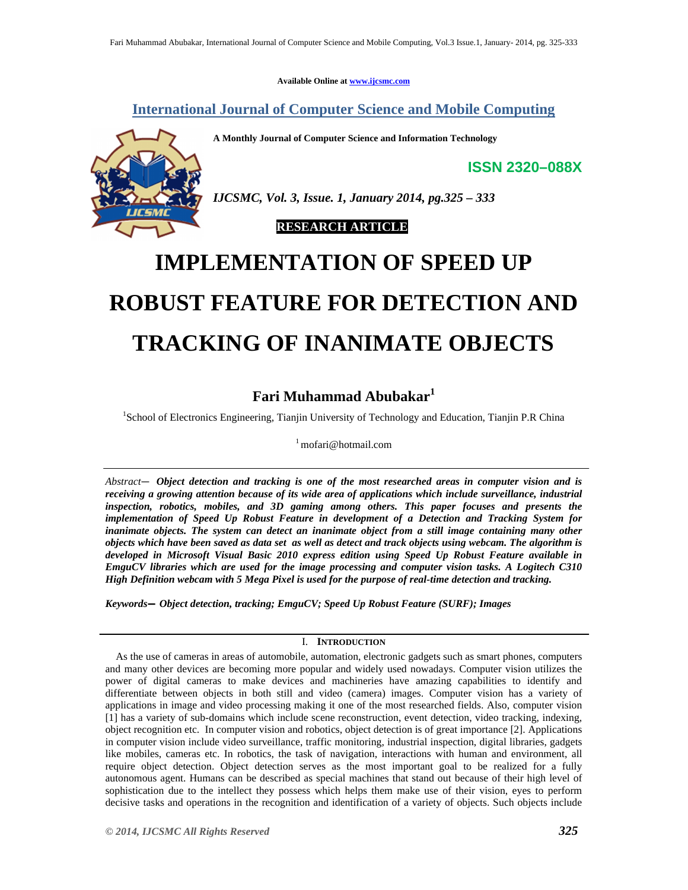Available Online at www.ijcsmc.com

**International Journal of Computer Science and Mobile Computing**

**A Monthly Journal of Computer Science and Information Technology**

**ISSN 2320–088X**

*IJCSMC, Vol. 3, Issue. 1, January 2014, pg.325 – 333*

**RESEARCH ARTICLE**

# IMPLEMENTATION OF SPEED UP ROBUST FEATURE FOR DETECTION AND TRACKING OF INANIMATE OBJECTS

**Fari Muhammad Abubakar[1]**

[1]School of Electronics Engineering, Tianjin University of Technology and Education, Tianjin P.R China

[1] mofari@hotmail.com

*Abstract*— ***Object detection and tracking is one of the most researched areas in computer vision and is receiving a growing attention because of its wide area of applications which include surveillance, industrial inspection, robotics, mobiles, and 3D gaming among others. This paper focuses and presents the implementation of Speed Up Robust Feature in development of a Detection and Tracking System for inanimate objects. The system can detect an inanimate object from a still image containing many other objects which have been saved as data set as well as detect and track objects using webcam. The algorithm is developed in Microsoft Visual Basic 2010 express edition using Speed Up Robust Feature available in EmguCV libraries which are used for the image processing and computer vision tasks. A Logitech C310 High Definition webcam with 5 Mega Pixel is used for the purpose of real-time detection and tracking.***

***Keywords*— *Object detection, tracking; EmguCV; Speed Up Robust Feature (SURF); Images***

## I. Introduction

As the use of cameras in areas of automobile, automation, electronic gadgets such as smart phones, computers and many other devices are becoming more popular and widely used nowadays. Computer vision utilizes the power of digital cameras to make devices and machineries have amazing capabilities to identify and differentiate between objects in both still and video (camera) images. Computer vision has a variety of applications in image and video processing making it one of the most researched fields. Also, computer vision [1] has a variety of sub-domains which include scene reconstruction, event detection, video tracking, indexing, object recognition etc. In computer vision and robotics, object detection is of great importance [2]. Applications in computer vision include video surveillance, traffic monitoring, industrial inspection, digital libraries, gadgets like mobiles, cameras etc. In robotics, the task of navigation, interactions with human and environment, all require object detection. Object detection serves as the most important goal to be realized for a fully autonomous agent. Humans can be described as special machines that stand out because of their high level of sophistication due to the intellect they possess which helps them make use of their vision, eyes to perform decisive tasks and operations in the recognition and identification of a variety of objects. Such objects include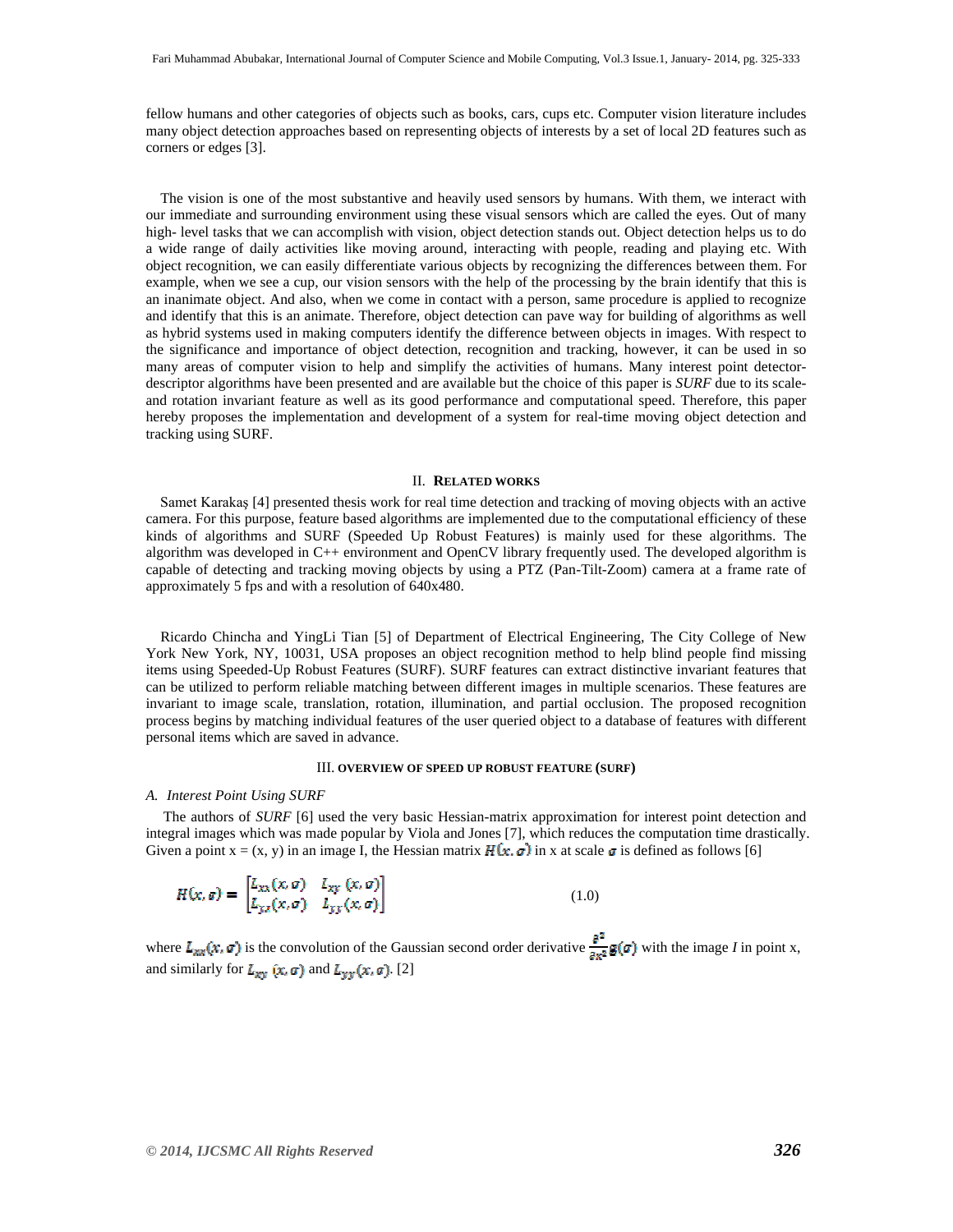fellow humans and other categories of objects such as books, cars, cups etc. Computer vision literature includes many object detection approaches based on representing objects of interests by a set of local 2D features such as corners or edges [3].

The vision is one of the most substantive and heavily used sensors by humans. With them, we interact with our immediate and surrounding environment using these visual sensors which are called the eyes. Out of many high- level tasks that we can accomplish with vision, object detection stands out. Object detection helps us to do a wide range of daily activities like moving around, interacting with people, reading and playing etc. With object recognition, we can easily differentiate various objects by recognizing the differences between them. For example, when we see a cup, our vision sensors with the help of the processing by the brain identify that this is an inanimate object. And also, when we come in contact with a person, same procedure is applied to recognize and identify that this is an animate. Therefore, object detection can pave way for building of algorithms as well as hybrid systems used in making computers identify the difference between objects in images. With respect to the significance and importance of object detection, recognition and tracking, however, it can be used in so many areas of computer vision to help and simplify the activities of humans. Many interest point detector-descriptor algorithms have been presented and are available but the choice of this paper is *SURF* due to its scale- and rotation invariant feature as well as its good performance and computational speed. Therefore, this paper hereby proposes the implementation and development of a system for real-time moving object detection and tracking using SURF.

## II. RELATED WORKS

Samet Karakaş [4] presented thesis work for real time detection and tracking of moving objects with an active camera. For this purpose, feature based algorithms are implemented due to the computational efficiency of these kinds of algorithms and SURF (Speeded Up Robust Features) is mainly used for these algorithms. The algorithm was developed in C++ environment and OpenCV library frequently used. The developed algorithm is capable of detecting and tracking moving objects by using a PTZ (Pan-Tilt-Zoom) camera at a frame rate of approximately 5 fps and with a resolution of 640x480.

Ricardo Chincha and YingLi Tian [5] of Department of Electrical Engineering, The City College of New York New York, NY, 10031, USA proposes an object recognition method to help blind people find missing items using Speeded-Up Robust Features (SURF). SURF features can extract distinctive invariant features that can be utilized to perform reliable matching between different images in multiple scenarios. These features are invariant to image scale, translation, rotation, illumination, and partial occlusion. The proposed recognition process begins by matching individual features of the user queried object to a database of features with different personal items which are saved in advance.

## III. OVERVIEW OF SPEED UP ROBUST FEATURE (SURF)

### A. Interest Point Using SURF

The authors of *SURF* [6] used the very basic Hessian-matrix approximation for interest point detection and integral images which was made popular by Viola and Jones [7], which reduces the computation time drastically. Given a point x = (x, y) in an image I, the Hessian matrix $H(x, \sigma)$ in x at scale $\sigma$ is defined as follows [6]

$$H(x, \sigma) = \begin{bmatrix} L_{xx}(x, \sigma) & L_{xy}(x, \sigma) \\ L_{yx}(x, \sigma) & L_{yy}(x, \sigma) \end{bmatrix} \qquad (1.0)$$

where $L_{xx}(x, \sigma)$ is the convolution of the Gaussian second order derivative $\frac{\partial^2}{\partial x^2} g(\sigma)$ with the image *I* in point x, and similarly for $L_{xy}(x, \sigma)$ and $L_{yy}(x, \sigma)$. [2]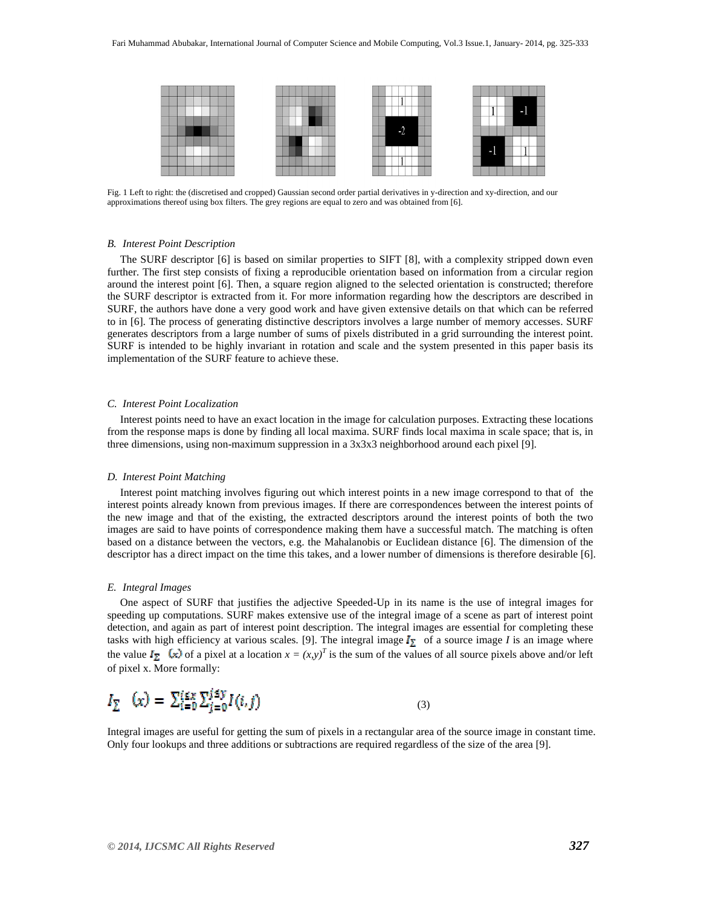Fig. 1 Left to right: the (discretised and cropped) Gaussian second order partial derivatives in y-direction and xy-direction, and our approximations thereof using box filters. The grey regions are equal to zero and was obtained from [6].

### *B. Interest Point Description*

The SURF descriptor [6] is based on similar properties to SIFT [8], with a complexity stripped down even further. The first step consists of fixing a reproducible orientation based on information from a circular region around the interest point [6]. Then, a square region aligned to the selected orientation is constructed; therefore the SURF descriptor is extracted from it. For more information regarding how the descriptors are described in SURF, the authors have done a very good work and have given extensive details on that which can be referred to in [6]. The process of generating distinctive descriptors involves a large number of memory accesses. SURF generates descriptors from a large number of sums of pixels distributed in a grid surrounding the interest point. SURF is intended to be highly invariant in rotation and scale and the system presented in this paper basis its implementation of the SURF feature to achieve these.

### *C. Interest Point Localization*

Interest points need to have an exact location in the image for calculation purposes. Extracting these locations from the response maps is done by finding all local maxima. SURF finds local maxima in scale space; that is, in three dimensions, using non-maximum suppression in a 3x3x3 neighborhood around each pixel [9].

### *D. Interest Point Matching*

Interest point matching involves figuring out which interest points in a new image correspond to that of the interest points already known from previous images. If there are correspondences between the interest points of the new image and that of the existing, the extracted descriptors around the interest points of both the two images are said to have points of correspondence making them have a successful match. The matching is often based on a distance between the vectors, e.g. the Mahalanobis or Euclidean distance [6]. The dimension of the descriptor has a direct impact on the time this takes, and a lower number of dimensions is therefore desirable [6].

### *E. Integral Images*

One aspect of SURF that justifies the adjective Speeded-Up in its name is the use of integral images for speeding up computations. SURF makes extensive use of the integral image of a scene as part of interest point detection, and again as part of interest point description. The integral images are essential for completing these tasks with high efficiency at various scales. [9]. The integral image $I_{\Sigma}$ of a source image $I$ is an image where the value $I_{\Sigma}(x)$ of a pixel at a location $x = (x,y)^T$ is the sum of the values of all source pixels above and/or left of pixel x. More formally:

$$I_{\Sigma}(x) = \sum_{i=0}^{i \le x} \sum_{j=0}^{j \le y} I(i,j) \tag{3}$$

Integral images are useful for getting the sum of pixels in a rectangular area of the source image in constant time. Only four lookups and three additions or subtractions are required regardless of the size of the area [9].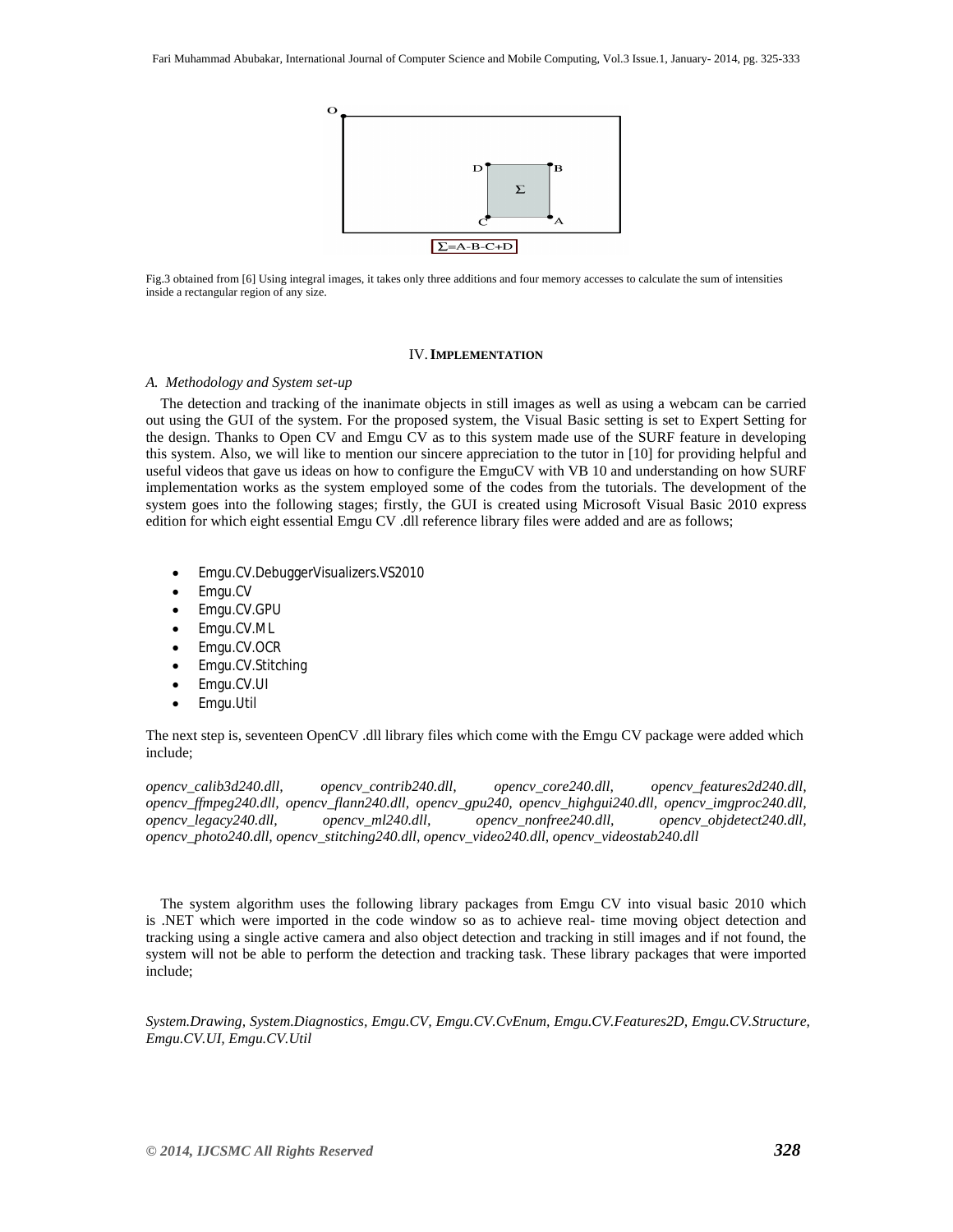Fig.3 obtained from [6] Using integral images, it takes only three additions and four memory accesses to calculate the sum of intensities inside a rectangular region of any size.

## IV. IMPLEMENTATION

### A. Methodology and System set-up

The detection and tracking of the inanimate objects in still images as well as using a webcam can be carried out using the GUI of the system. For the proposed system, the Visual Basic setting is set to Expert Setting for the design. Thanks to Open CV and Emgu CV as to this system made use of the SURF feature in developing this system. Also, we will like to mention our sincere appreciation to the tutor in [10] for providing helpful and useful videos that gave us ideas on how to configure the EmguCV with VB 10 and understanding on how SURF implementation works as the system employed some of the codes from the tutorials. The development of the system goes into the following stages; firstly, the GUI is created using Microsoft Visual Basic 2010 express edition for which eight essential Emgu CV .dll reference library files were added and are as follows;

- Emgu.CV.DebuggerVisualizers.VS2010
- Emgu.CV
- Emgu.CV.GPU
- Emgu.CV.ML
- Emgu.CV.OCR
- Emgu.CV.Stitching
- Emgu.CV.UI
- Emgu.Util

The next step is, seventeen OpenCV .dll library files which come with the Emgu CV package were added which include;

*opencv_calib3d240.dll, opencv_contrib240.dll, opencv_core240.dll, opencv_features2d240.dll, opencv_ffmpeg240.dll, opencv_flann240.dll, opencv_gpu240, opencv_highgui240.dll, opencv_imgproc240.dll, opencv_legacy240.dll, opencv_ml240.dll, opencv_nonfree240.dll, opencv_objdetect240.dll, opencv_photo240.dll, opencv_stitching240.dll, opencv_video240.dll, opencv_videostab240.dll*

The system algorithm uses the following library packages from Emgu CV into visual basic 2010 which is .NET which were imported in the code window so as to achieve real- time moving object detection and tracking using a single active camera and also object detection and tracking in still images and if not found, the system will not be able to perform the detection and tracking task. These library packages that were imported include;

*System.Drawing, System.Diagnostics, Emgu.CV, Emgu.CV.CvEnum, Emgu.CV.Features2D, Emgu.CV.Structure, Emgu.CV.UI, Emgu.CV.Util*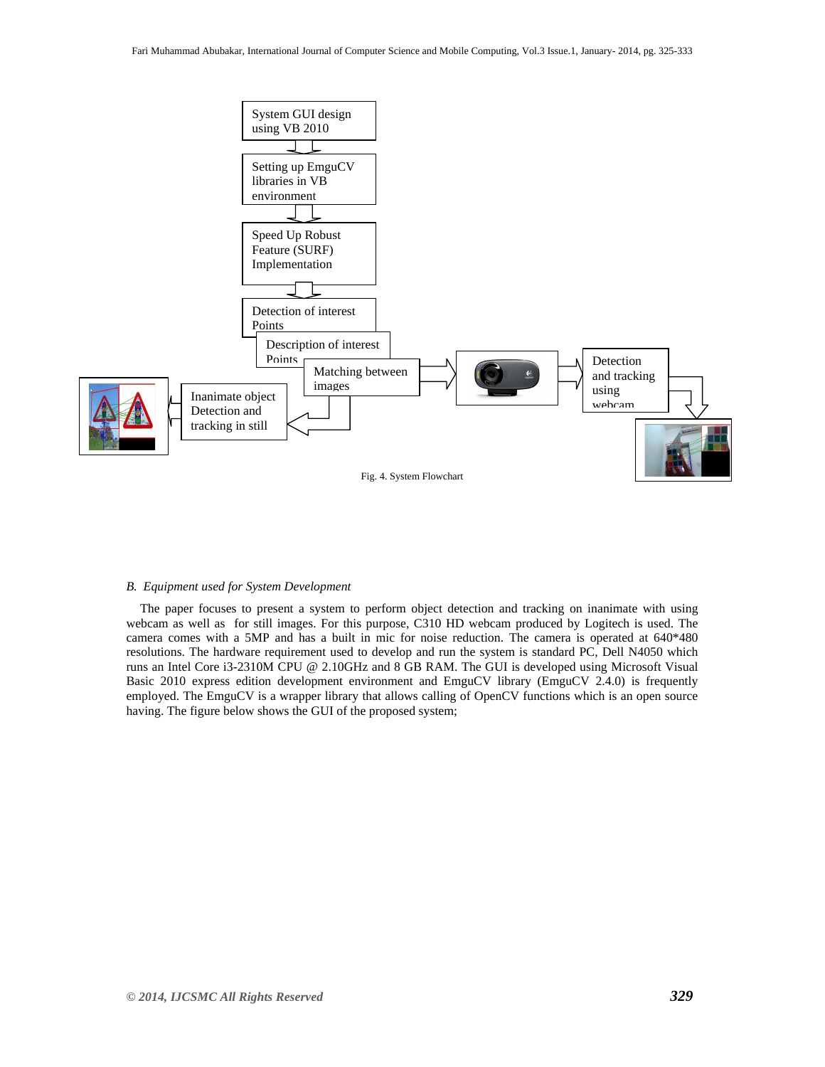System GUI design using VB 2010

Setting up EmguCV libraries in VB environment

Speed Up Robust Feature (SURF) Implementation

Detection of interest Points

Description of interest Points

Matching between images

Inanimate object Detection and tracking in still

Detection and tracking using webcam

Fig. 4. System Flowchart

### *B. Equipment used for System Development*

The paper focuses to present a system to perform object detection and tracking on inanimate with using webcam as well as for still images. For this purpose, C310 HD webcam produced by Logitech is used. The camera comes with a 5MP and has a built in mic for noise reduction. The camera is operated at 640*480 resolutions. The hardware requirement used to develop and run the system is standard PC, Dell N4050 which runs an Intel Core i3-2310M CPU @ 2.10GHz and 8 GB RAM. The GUI is developed using Microsoft Visual Basic 2010 express edition development environment and EmguCV library (EmguCV 2.4.0) is frequently employed. The EmguCV is a wrapper library that allows calling of OpenCV functions which is an open source having. The figure below shows the GUI of the proposed system;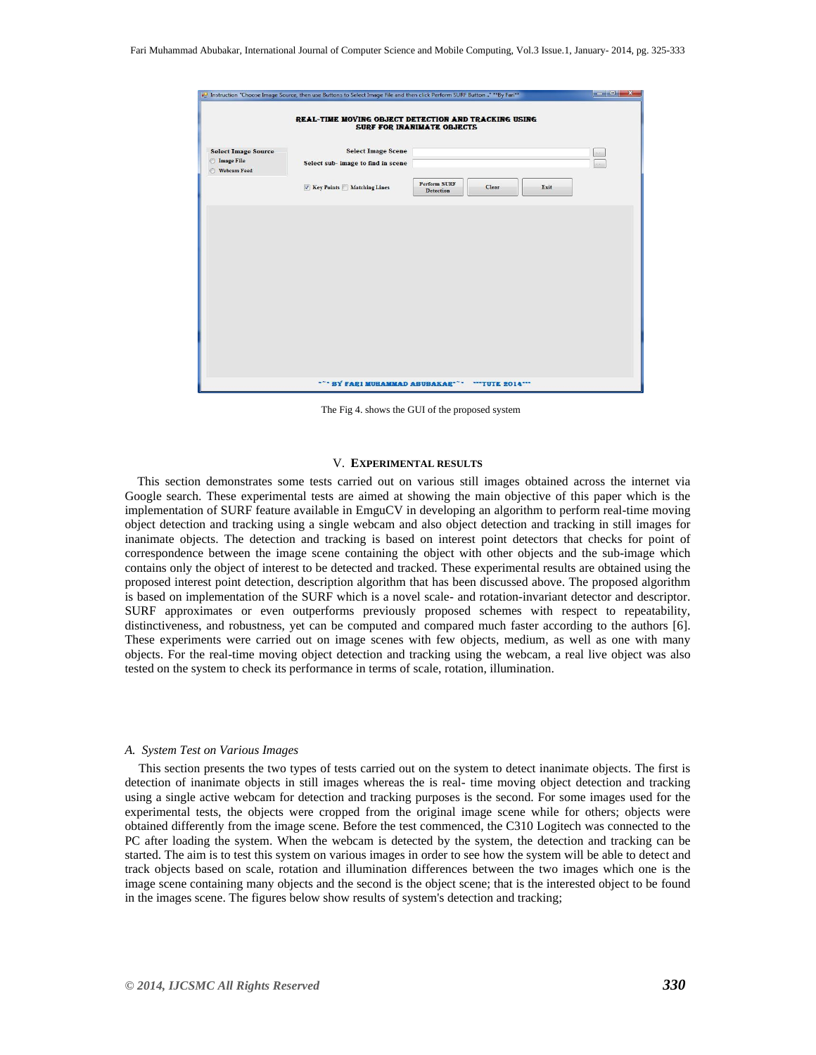The Fig 4. shows the GUI of the proposed system

## V. EXPERIMENTAL RESULTS

This section demonstrates some tests carried out on various still images obtained across the internet via Google search. These experimental tests are aimed at showing the main objective of this paper which is the implementation of SURF feature available in EmguCV in developing an algorithm to perform real-time moving object detection and tracking using a single webcam and also object detection and tracking in still images for inanimate objects. The detection and tracking is based on interest point detectors that checks for point of correspondence between the image scene containing the object with other objects and the sub-image which contains only the object of interest to be detected and tracked. These experimental results are obtained using the proposed interest point detection, description algorithm that has been discussed above. The proposed algorithm is based on implementation of the SURF which is a novel scale- and rotation-invariant detector and descriptor. SURF approximates or even outperforms previously proposed schemes with respect to repeatability, distinctiveness, and robustness, yet can be computed and compared much faster according to the authors [6]. These experiments were carried out on image scenes with few objects, medium, as well as one with many objects. For the real-time moving object detection and tracking using the webcam, a real live object was also tested on the system to check its performance in terms of scale, rotation, illumination.

### *A. System Test on Various Images*

This section presents the two types of tests carried out on the system to detect inanimate objects. The first is detection of inanimate objects in still images whereas the is real- time moving object detection and tracking using a single active webcam for detection and tracking purposes is the second. For some images used for the experimental tests, the objects were cropped from the original image scene while for others; objects were obtained differently from the image scene. Before the test commenced, the C310 Logitech was connected to the PC after loading the system. When the webcam is detected by the system, the detection and tracking can be started. The aim is to test this system on various images in order to see how the system will be able to detect and track objects based on scale, rotation and illumination differences between the two images which one is the image scene containing many objects and the second is the object scene; that is the interested object to be found in the images scene. The figures below show results of system's detection and tracking;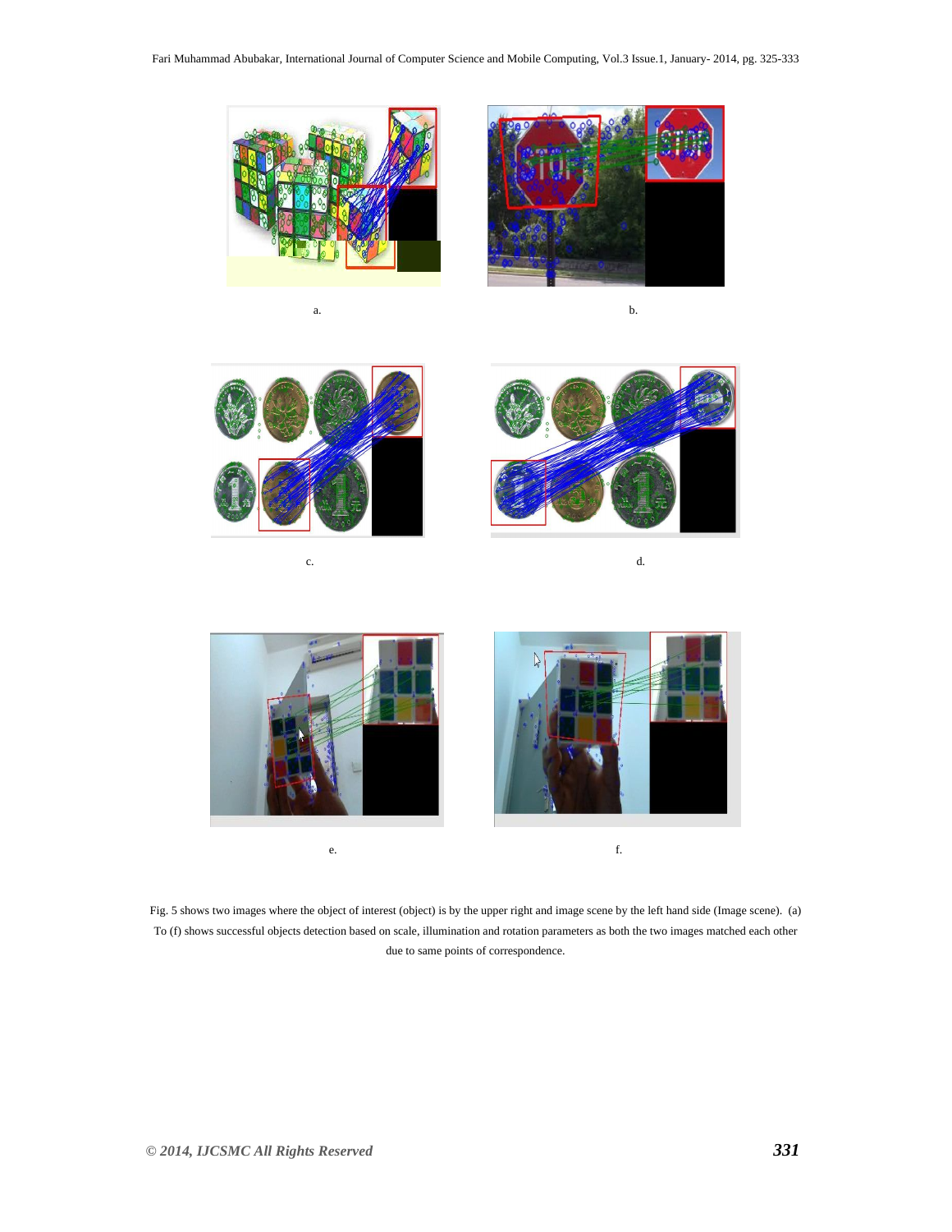a.

b.

c.

d.

e.

f.

Fig. 5 shows two images where the object of interest (object) is by the upper right and image scene by the left hand side (Image scene). (a) To (f) shows successful objects detection based on scale, illumination and rotation parameters as both the two images matched each other due to same points of correspondence.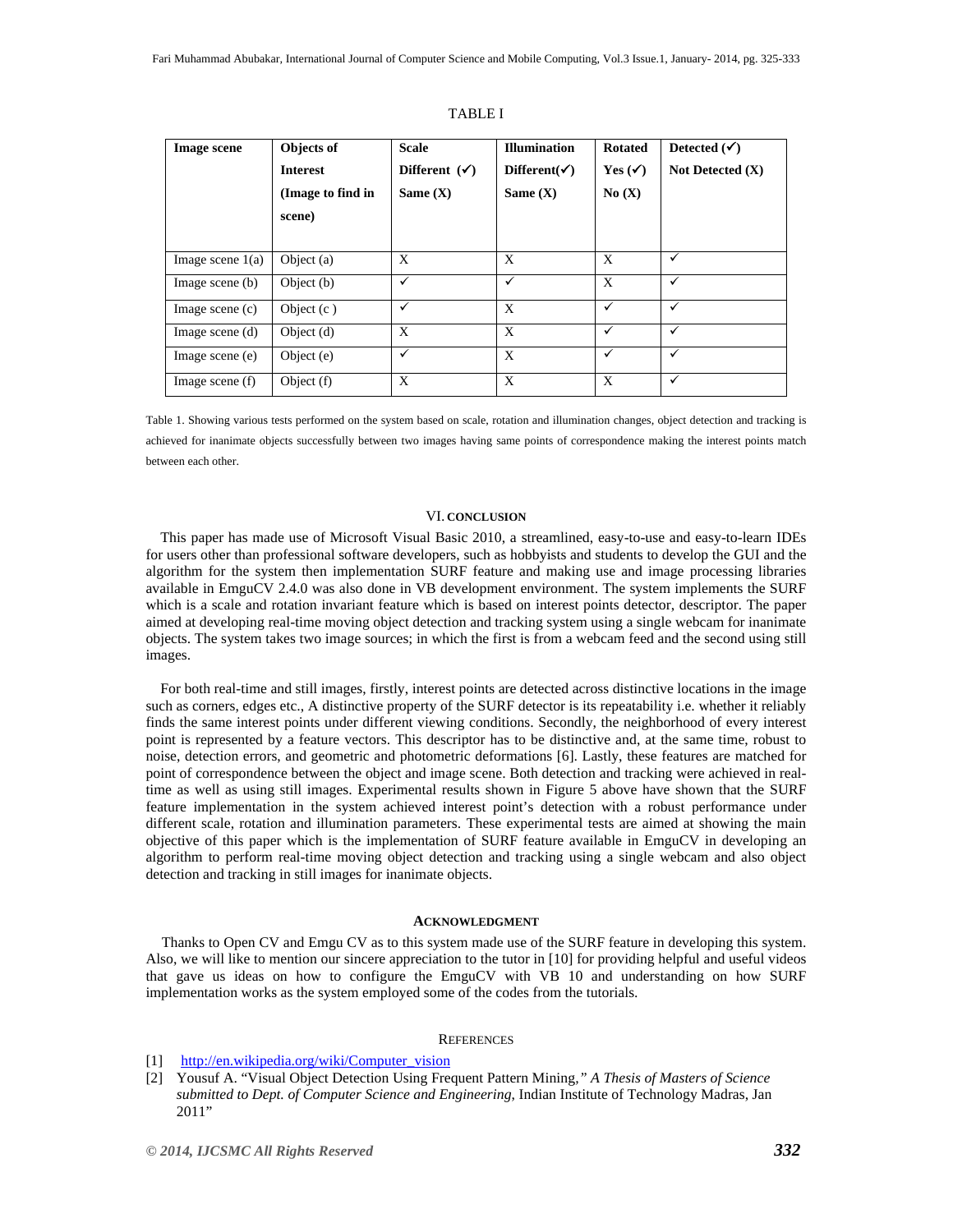TABLE I

| **Image scene** | **Objects of Interest (Image to find in scene)** | **Scale Different (✓) Same (X)** | **Illumination Different(✓) Same (X)** | **Rotated Yes (✓) No (X)** | **Detected (✓) Not Detected (X)** |
|---|---|---|---|---|---|
| Image scene 1(a) | Object (a) | X | X | X | ✓ |
| Image scene (b) | Object (b) | ✓ | ✓ | X | ✓ |
| Image scene (c) | Object (c ) | ✓ | X | ✓ | ✓ |
| Image scene (d) | Object (d) | X | X | ✓ | ✓ |
| Image scene (e) | Object (e) | ✓ | X | ✓ | ✓ |
| Image scene (f) | Object (f) | X | X | X | ✓ |

Table 1. Showing various tests performed on the system based on scale, rotation and illumination changes, object detection and tracking is achieved for inanimate objects successfully between two images having same points of correspondence making the interest points match between each other.

## VI. CONCLUSION

This paper has made use of Microsoft Visual Basic 2010, a streamlined, easy-to-use and easy-to-learn IDEs for users other than professional software developers, such as hobbyists and students to develop the GUI and the algorithm for the system then implementation SURF feature and making use and image processing libraries available in EmguCV 2.4.0 was also done in VB development environment. The system implements the SURF which is a scale and rotation invariant feature which is based on interest points detector, descriptor. The paper aimed at developing real-time moving object detection and tracking system using a single webcam for inanimate objects. The system takes two image sources; in which the first is from a webcam feed and the second using still images.

For both real-time and still images, firstly, interest points are detected across distinctive locations in the image such as corners, edges etc., A distinctive property of the SURF detector is its repeatability i.e. whether it reliably finds the same interest points under different viewing conditions. Secondly, the neighborhood of every interest point is represented by a feature vectors. This descriptor has to be distinctive and, at the same time, robust to noise, detection errors, and geometric and photometric deformations [6]. Lastly, these features are matched for point of correspondence between the object and image scene. Both detection and tracking were achieved in real-time as well as using still images. Experimental results shown in Figure 5 above have shown that the SURF feature implementation in the system achieved interest point's detection with a robust performance under different scale, rotation and illumination parameters. These experimental tests are aimed at showing the main objective of this paper which is the implementation of SURF feature available in EmguCV in developing an algorithm to perform real-time moving object detection and tracking using a single webcam and also object detection and tracking in still images for inanimate objects.

## ACKNOWLEDGMENT

Thanks to Open CV and Emgu CV as to this system made use of the SURF feature in developing this system. Also, we will like to mention our sincere appreciation to the tutor in [10] for providing helpful and useful videos that gave us ideas on how to configure the EmguCV with VB 10 and understanding on how SURF implementation works as the system employed some of the codes from the tutorials.

## REFERENCES

[1] http://en.wikipedia.org/wiki/Computer_vision

[2] Yousuf A. "Visual Object Detection Using Frequent Pattern Mining," *A Thesis of Masters of Science submitted to Dept. of Computer Science and Engineering*, Indian Institute of Technology Madras, Jan 2011"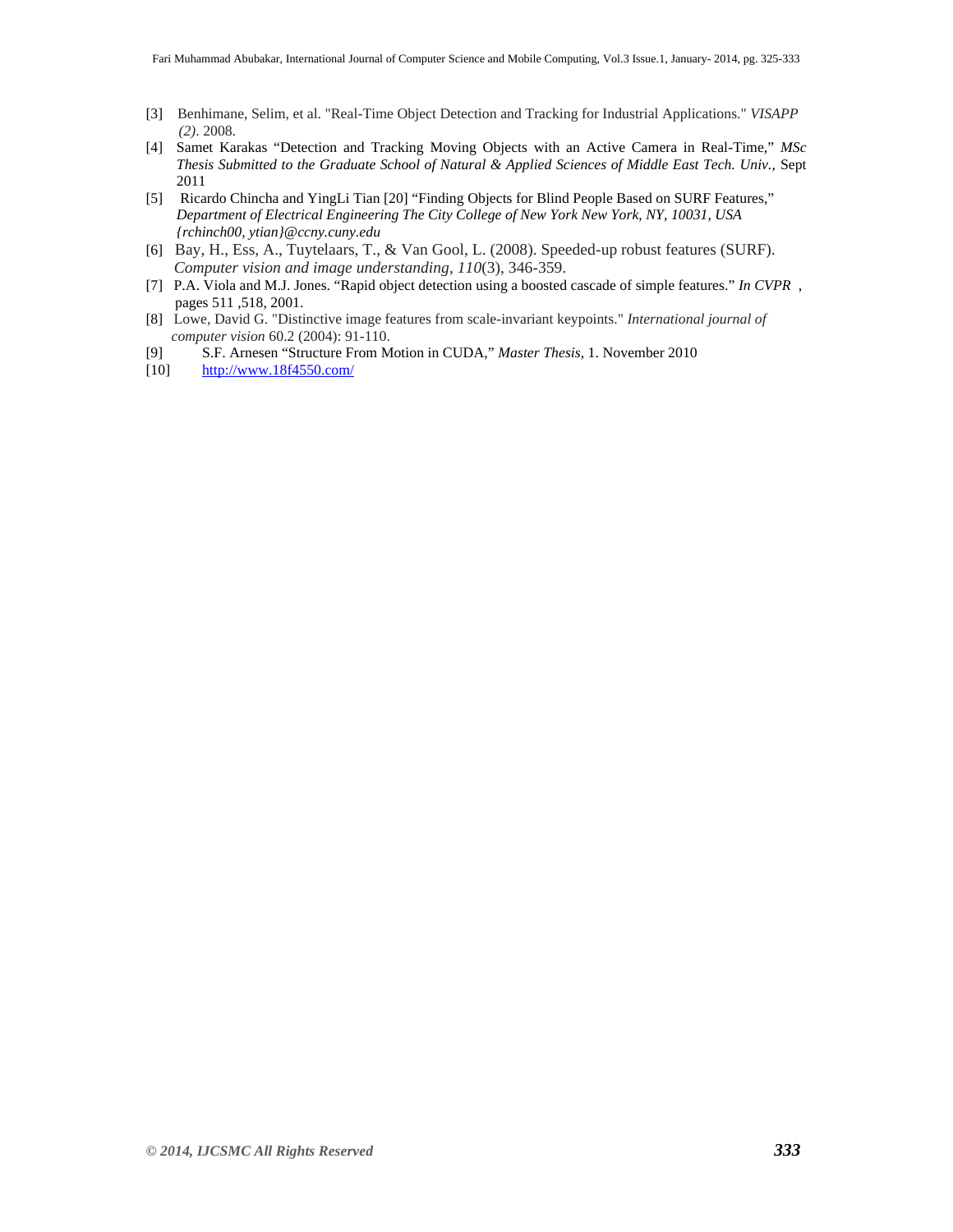[3] Benhimane, Selim, et al. "Real-Time Object Detection and Tracking for Industrial Applications." *VISAPP (2)*. 2008.

[4] Samet Karakas "Detection and Tracking Moving Objects with an Active Camera in Real-Time," *MSc Thesis Submitted to the Graduate School of Natural & Applied Sciences of Middle East Tech. Univ.,* Sept 2011

[5] Ricardo Chincha and YingLi Tian [20] "Finding Objects for Blind People Based on SURF Features," *Department of Electrical Engineering The City College of New York New York, NY, 10031, USA {rchinch00, ytian}@ccny.cuny.edu*

[6] Bay, H., Ess, A., Tuytelaars, T., & Van Gool, L. (2008). Speeded-up robust features (SURF). *Computer vision and image understanding*, *110*(3), 346-359.

[7] P.A. Viola and M.J. Jones. "Rapid object detection using a boosted cascade of simple features." *In CVPR* , pages 511 ,518, 2001.

[8] Lowe, David G. "Distinctive image features from scale-invariant keypoints." *International journal of computer vision* 60.2 (2004): 91-110.

[9] S.F. Arnesen "Structure From Motion in CUDA," *Master Thesis,* 1. November 2010

[10] http://www.18f4550.com/